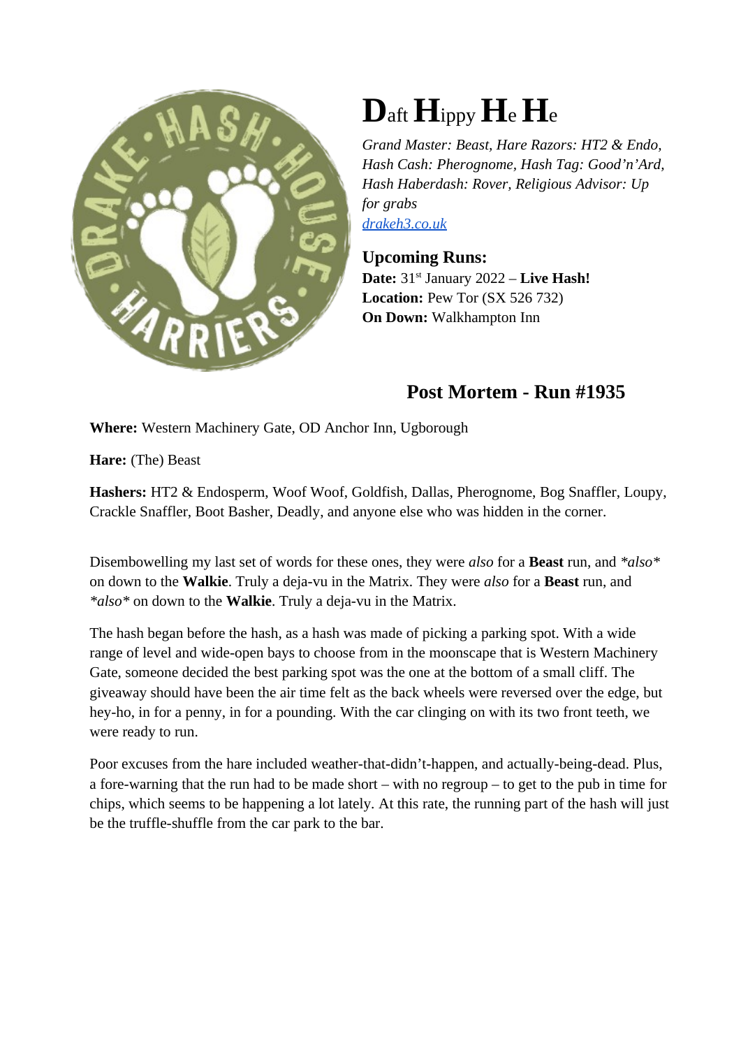# **D**aft **H**ippy **H**e **H**e

*Grand Master: Beast, Hare Razors: HT2 & Endo, Hash Cash: Pherognome, Hash Tag: Good'n'Ard, Hash Haberdash: Rover, Religious Advisor: Up for grabs*
[drakeh3.co.uk](drakeh3.co.uk)

### Upcoming Runs:

**Date:** 31st January 2022 – **Live Hash!**
**Location:** Pew Tor (SX 526 732)
**On Down:** Walkhampton Inn

## Post Mortem - Run #1935

**Where:** Western Machinery Gate, OD Anchor Inn, Ugborough

**Hare:** (The) Beast

**Hashers:** HT2 & Endosperm, Woof Woof, Goldfish, Dallas, Pherognome, Bog Snaffler, Loupy, Crackle Snaffler, Boot Basher, Deadly, and anyone else who was hidden in the corner.

Disembowelling my last set of words for these ones, they were *also* for a **Beast** run, and *\*also\** on down to the **Walkie**. Truly a deja-vu in the Matrix. They were *also* for a **Beast** run, and *\*also\** on down to the **Walkie**. Truly a deja-vu in the Matrix.

The hash began before the hash, as a hash was made of picking a parking spot. With a wide range of level and wide-open bays to choose from in the moonscape that is Western Machinery Gate, someone decided the best parking spot was the one at the bottom of a small cliff. The giveaway should have been the air time felt as the back wheels were reversed over the edge, but hey-ho, in for a penny, in for a pounding. With the car clinging on with its two front teeth, we were ready to run.

Poor excuses from the hare included weather-that-didn't-happen, and actually-being-dead. Plus, a fore-warning that the run had to be made short – with no regroup – to get to the pub in time for chips, which seems to be happening a lot lately. At this rate, the running part of the hash will just be the truffle-shuffle from the car park to the bar.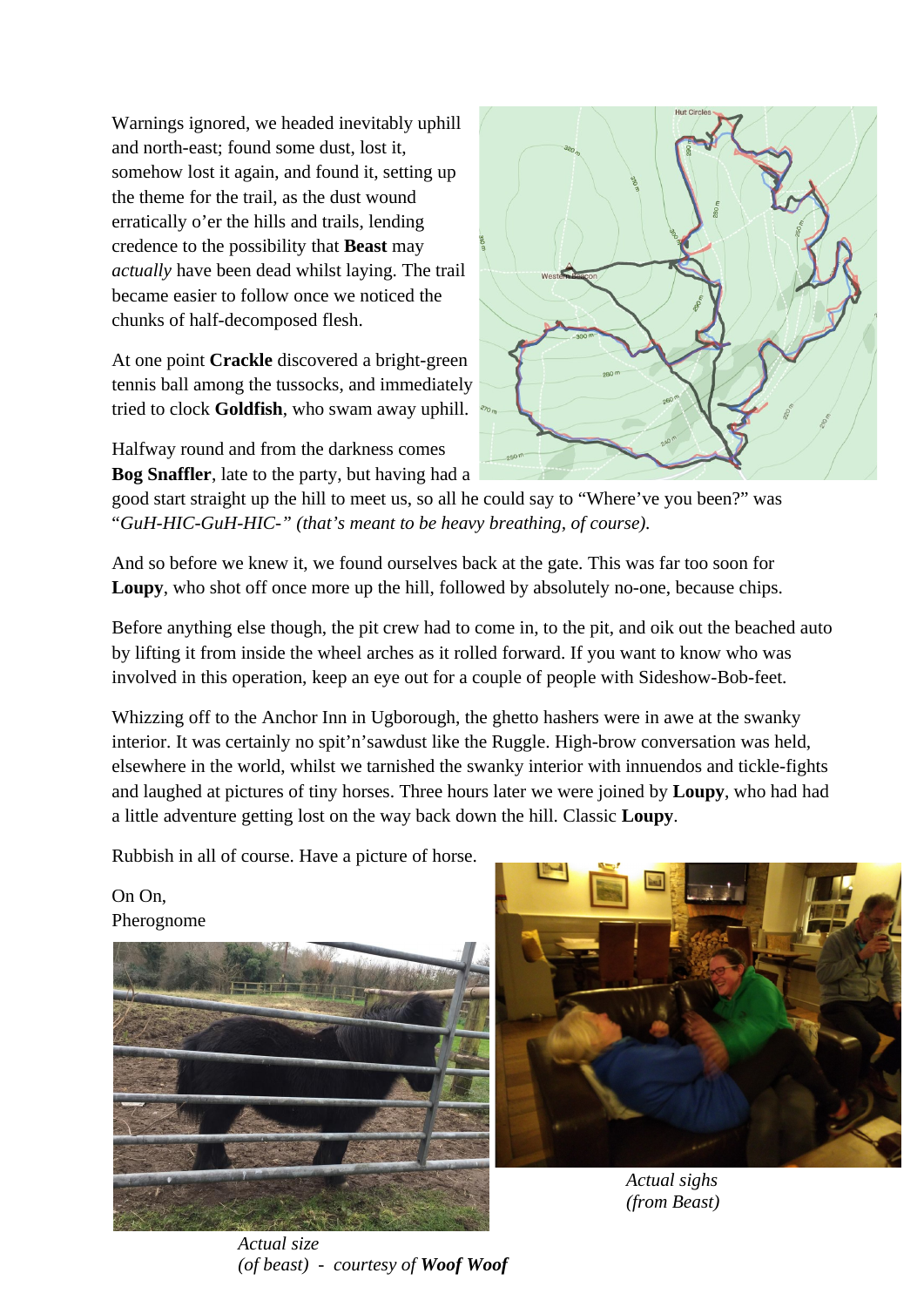Warnings ignored, we headed inevitably uphill and north-east; found some dust, lost it, somehow lost it again, and found it, setting up the theme for the trail, as the dust wound erratically o'er the hills and trails, lending credence to the possibility that **Beast** may *actually* have been dead whilst laying. The trail became easier to follow once we noticed the chunks of half-decomposed flesh.

At one point **Crackle** discovered a bright-green tennis ball among the tussocks, and immediately tried to clock **Goldfish**, who swam away uphill.

Halfway round and from the darkness comes **Bog Snaffler**, late to the party, but having had a good start straight up the hill to meet us, so all he could say to "Where've you been?" was "*GuH-HIC-GuH-HIC-" (that's meant to be heavy breathing, of course).*

And so before we knew it, we found ourselves back at the gate. This was far too soon for **Loupy**, who shot off once more up the hill, followed by absolutely no-one, because chips.

Before anything else though, the pit crew had to come in, to the pit, and oik out the beached auto by lifting it from inside the wheel arches as it rolled forward. If you want to know who was involved in this operation, keep an eye out for a couple of people with Sideshow-Bob-feet.

Whizzing off to the Anchor Inn in Ugborough, the ghetto hashers were in awe at the swanky interior. It was certainly no spit'n'sawdust like the Ruggle. High-brow conversation was held, elsewhere in the world, whilst we tarnished the swanky interior with innuendos and tickle-fights and laughed at pictures of tiny horses. Three hours later we were joined by **Loupy**, who had had a little adventure getting lost on the way back down the hill. Classic **Loupy**.

Rubbish in all of course. Have a picture of horse.

On On,
Pherognome

*Actual sighs*
*(from Beast)*

*Actual size*
*(of beast) - courtesy of **Woof Woof***